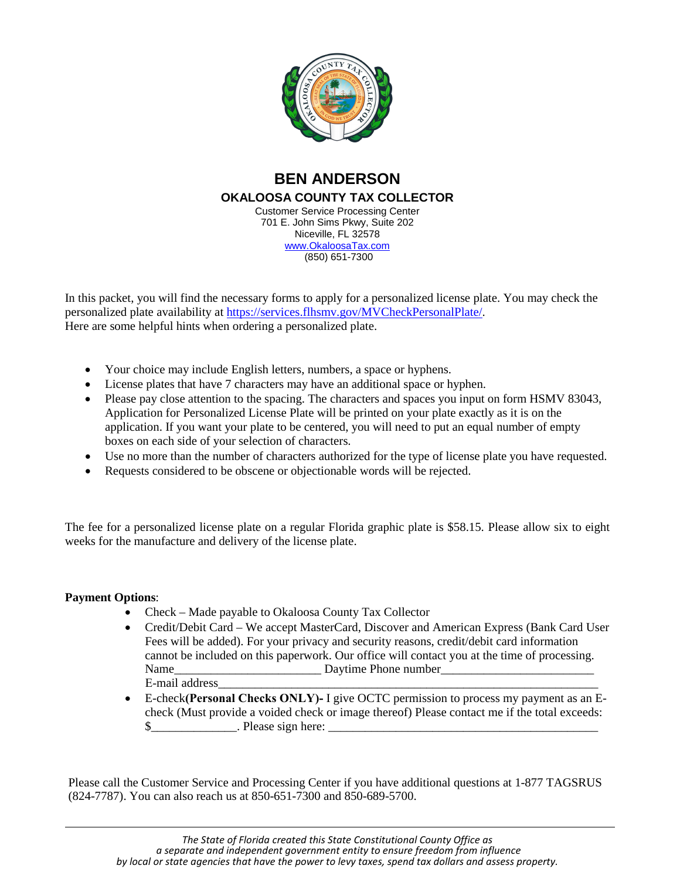# BEN ANDERSON

## OKALOOSA COUNTY TAX COLLECTOR

Customer Service Processing Center
701 E. John Sims Pkwy, Suite 202
Niceville, FL 32578
www.OkaloosaTax.com
(850) 651-7300

In this packet, you will find the necessary forms to apply for a personalized license plate. You may check the personalized plate availability at https://services.flhsmv.gov/MVCheckPersonalPlate/.
Here are some helpful hints when ordering a personalized plate.

- Your choice may include English letters, numbers, a space or hyphens.
- License plates that have 7 characters may have an additional space or hyphen.
- Please pay close attention to the spacing. The characters and spaces you input on form HSMV 83043, Application for Personalized License Plate will be printed on your plate exactly as it is on the application. If you want your plate to be centered, you will need to put an equal number of empty boxes on each side of your selection of characters.
- Use no more than the number of characters authorized for the type of license plate you have requested.
- Requests considered to be obscene or objectionable words will be rejected.

The fee for a personalized license plate on a regular Florida graphic plate is $58.15. Please allow six to eight weeks for the manufacture and delivery of the license plate.

**Payment Options**:

- Check – Made payable to Okaloosa County Tax Collector
- Credit/Debit Card – We accept MasterCard, Discover and American Express (Bank Card User Fees will be added). For your privacy and security reasons, credit/debit card information cannot be included on this paperwork. Our office will contact you at the time of processing.
  Name________________________ Daytime Phone number________________________
  E-mail address________________________________________________________________
- E-check **(Personal Checks ONLY)-** I give OCTC permission to process my payment as an E-check (Must provide a voided check or image thereof) Please contact me if the total exceeds: $______________. Please sign here: ____________________________________________

Please call the Customer Service and Processing Center if you have additional questions at 1-877 TAGSRUS (824-7787). You can also reach us at 850-651-7300 and 850-689-5700.

*The State of Florida created this State Constitutional County Office as a separate and independent government entity to ensure freedom from influence by local or state agencies that have the power to levy taxes, spend tax dollars and assess property.*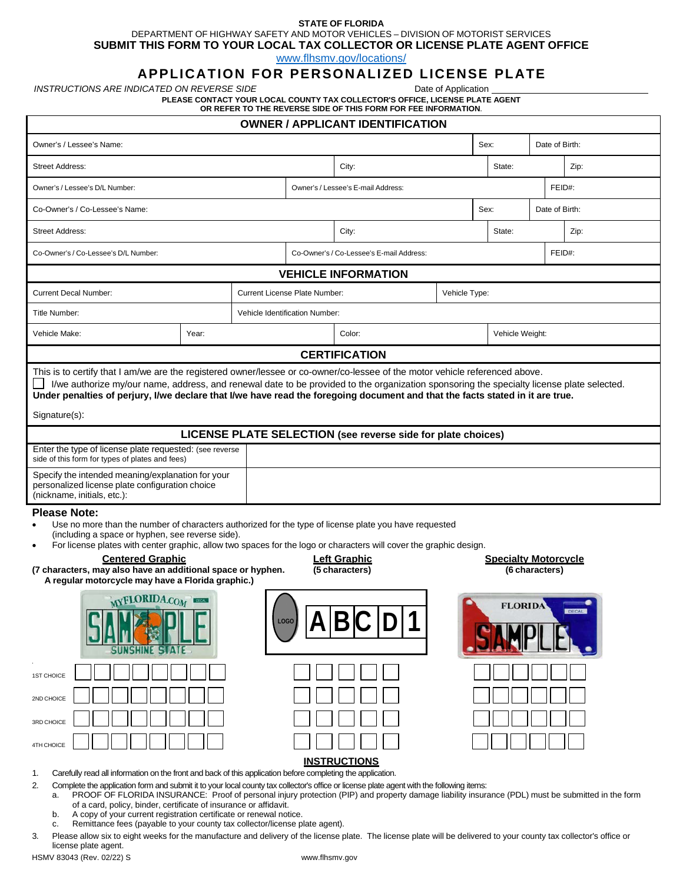**STATE OF FLORIDA**
DEPARTMENT OF HIGHWAY SAFETY AND MOTOR VEHICLES – DIVISION OF MOTORIST SERVICES
**SUBMIT THIS FORM TO YOUR LOCAL TAX COLLECTOR OR LICENSE PLATE AGENT OFFICE**
www.flhsmv.gov/locations/

# APPLICATION FOR PERSONALIZED LICENSE PLATE

*INSTRUCTIONS ARE INDICATED ON REVERSE SIDE* Date of Application ____________________

**PLEASE CONTACT YOUR LOCAL COUNTY TAX COLLECTOR'S OFFICE, LICENSE PLATE AGENT OR REFER TO THE REVERSE SIDE OF THIS FORM FOR FEE INFORMATION.**

## OWNER / APPLICANT IDENTIFICATION

| | | | | |
|---|---|---|---|---|
| Owner's / Lessee's Name: | | | Sex: | Date of Birth: |
| Street Address: | City: | | State: | Zip: |
| Owner's / Lessee's D/L Number: | Owner's / Lessee's E-mail Address: | | | FEID#: |
| Co-Owner's / Co-Lessee's Name: | | | Sex: | Date of Birth: |
| Street Address: | City: | | State: | Zip: |
| Co-Owner's / Co-Lessee's D/L Number: | Co-Owner's / Co-Lessee's E-mail Address: | | | FEID#: |

## VEHICLE INFORMATION

| | | | |
|---|---|---|---|
| Current Decal Number: | Current License Plate Number: | Vehicle Type: | |
| Title Number: | Vehicle Identification Number: | | |
| Vehicle Make: | Year: | Color: | Vehicle Weight: |

## CERTIFICATION

This is to certify that I am/we are the registered owner/lessee or co-owner/co-lessee of the motor vehicle referenced above.

☐ I/we authorize my/our name, address, and renewal date to be provided to the organization sponsoring the specialty license plate selected.

**Under penalties of perjury, I/we declare that I/we have read the foregoing document and that the facts stated in it are true.**

Signature(s):

## LICENSE PLATE SELECTION (see reverse side for plate choices)

| | |
|---|---|
| Enter the type of license plate requested: (see reverse side of this form for types of plates and fees) | |
| Specify the intended meaning/explanation for your personalized license plate configuration choice (nickname, initials, etc.): | |

**Please Note:**

- Use no more than the number of characters authorized for the type of license plate you have requested (including a space or hyphen, see reverse side).
- For license plates with center graphic, allow two spaces for the logo or characters will cover the graphic design.

**Centered Graphic**
**(7 characters, may also have an additional space or hyphen. A regular motorcycle may have a Florida graphic.)**

**Left Graphic**
**(5 characters)**

**Specialty Motorcycle**
**(6 characters)**

| | Centered Graphic | Left Graphic | Specialty Motorcycle |
|---|---|---|---|
| 1ST CHOICE | ☐☐☐☐☐☐☐☐ | ☐☐☐☐☐ | ☐☐☐☐☐☐ |
| 2ND CHOICE | ☐☐☐☐☐☐☐☐ | ☐☐☐☐☐ | ☐☐☐☐☐☐ |
| 3RD CHOICE | ☐☐☐☐☐☐☐☐ | ☐☐☐☐☐ | ☐☐☐☐☐☐ |
| 4TH CHOICE | ☐☐☐☐☐☐☐☐ | ☐☐☐☐☐ | ☐☐☐☐☐☐ |

## INSTRUCTIONS

1. Carefully read all information on the front and back of this application before completing the application.
2. Complete the application form and submit it to your local county tax collector's office or license plate agent with the following items:
   a. PROOF OF FLORIDA INSURANCE: Proof of personal injury protection (PIP) and property damage liability insurance (PDL) must be submitted in the form of a card, policy, binder, certificate of insurance or affidavit.
   b. A copy of your current registration certificate or renewal notice.
   c. Remittance fees (payable to your county tax collector/license plate agent).
3. Please allow six to eight weeks for the manufacture and delivery of the license plate. The license plate will be delivered to your county tax collector's office or license plate agent.

HSMV 83043 (Rev. 02/22) S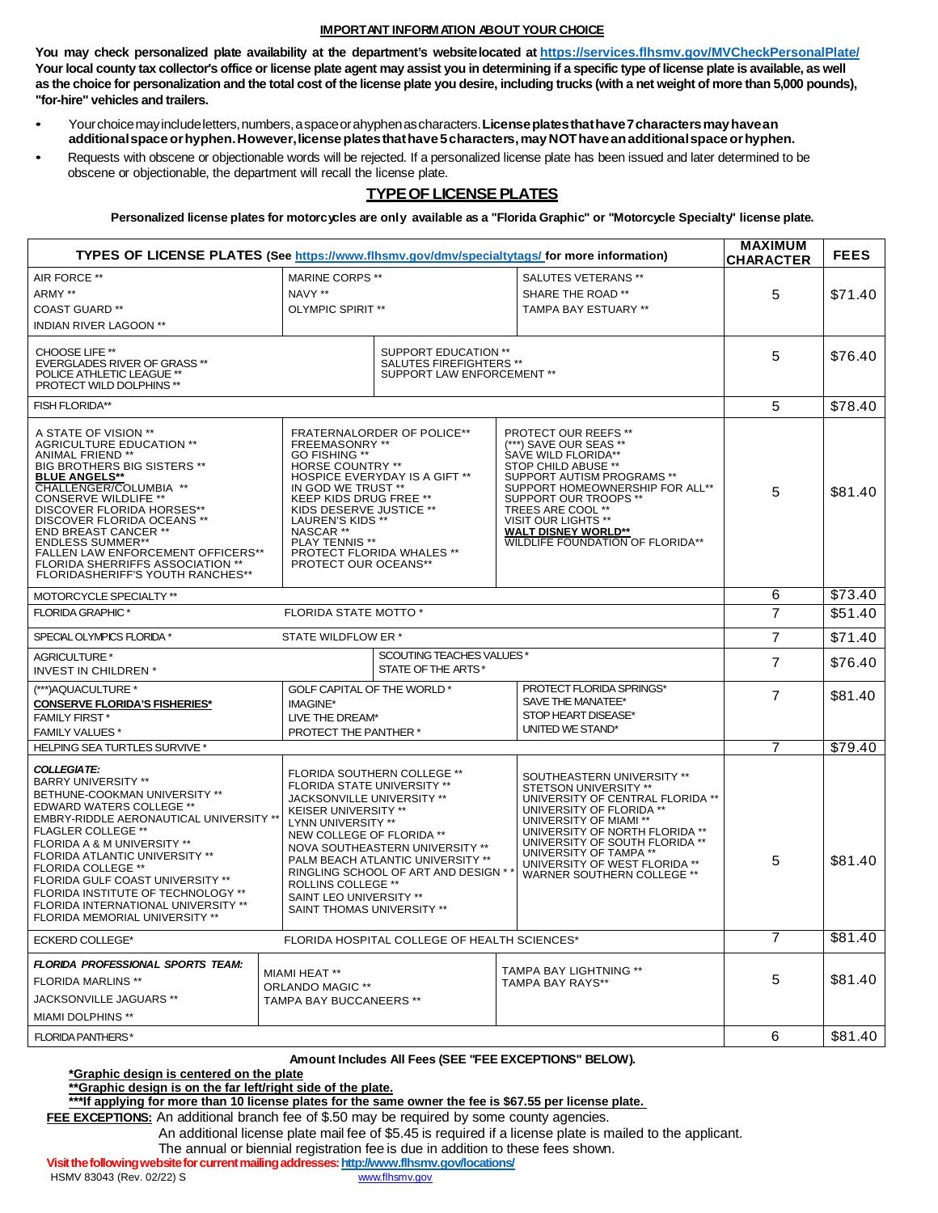**IMPORTANT INFORMATION ABOUT YOUR CHOICE**

**You may check personalized plate availability at the department's website located at https://services.flhsmv.gov/MVCheckPersonalPlate/ Your local county tax collector's office or license plate agent may assist you in determining if a specific type of license plate is available, as well as the choice for personalization and the total cost of the license plate you desire, including trucks (with a net weight of more than 5,000 pounds), "for-hire" vehicles and trailers.**

- Your choice may include letters, numbers, a space or a hyphen as characters. **License plates that have 7 characters may have an additional space or hyphen. However, license plates that have 5 characters, may NOT have an additional space or hyphen.**
- Requests with obscene or objectionable words will be rejected. If a personalized license plate has been issued and later determined to be obscene or objectionable, the department will recall the license plate.

## TYPE OF LICENSE PLATES

**Personalized license plates for motorcycles are only available as a "Florida Graphic" or "Motorcycle Specialty" license plate.**

| TYPES OF LICENSE PLATES (See https://www.flhsmv.gov/dmv/specialtytags/ for more information) | | | MAXIMUM CHARACTER | FEES |
|---|---|---|---|---|
| AIR FORCE ** <br> ARMY ** <br> COAST GUARD ** <br> INDIAN RIVER LAGOON ** | MARINE CORPS ** <br> NAVY ** <br> OLYMPIC SPIRIT ** | SALUTES VETERANS ** <br> SHARE THE ROAD ** <br> TAMPA BAY ESTUARY ** | 5 | $71.40 |
| CHOOSE LIFE ** <br> EVERGLADES RIVER OF GRASS ** <br> POLICE ATHLETIC LEAGUE ** <br> PROTECT WILD DOLPHINS ** | SUPPORT EDUCATION ** <br> SALUTES FIREFIGHTERS ** <br> SUPPORT LAW ENFORCEMENT ** | | 5 | $76.40 |
| FISH FLORIDA** | | | 5 | $78.40 |
| A STATE OF VISION ** <br> AGRICULTURE EDUCATION ** <br> ANIMAL FRIEND ** <br> BIG BROTHERS BIG SISTERS ** <br> **BLUE ANGELS**** <br> CHALLENGER/COLUMBIA ** <br> CONSERVE WILDLIFE ** <br> DISCOVER FLORIDA HORSES** <br> DISCOVER FLORIDA OCEANS ** <br> END BREAST CANCER ** <br> ENDLESS SUMMER** <br> FALLEN LAW ENFORCEMENT OFFICERS** <br> FLORIDA SHERIFFS ASSOCIATION ** <br> FLORIDASHERIFF'S YOUTH RANCHES** | FRATERNALORDER OF POLICE** <br> FREEMASONRY ** <br> GO FISHING ** <br> HORSE COUNTRY ** <br> HOSPICE EVERYDAY IS A GIFT ** <br> IN GOD WE TRUST ** <br> KEEP KIDS DRUG FREE ** <br> KIDS DESERVE JUSTICE ** <br> LAUREN'S KIDS ** <br> NASCAR ** <br> PLAY TENNIS ** <br> PROTECT FLORIDA WHALES ** <br> PROTECT OUR OCEANS** | PROTECT OUR REEFS ** <br> (***) SAVE OUR SEAS ** <br> SAVE WILD FLORIDA** <br> STOP CHILD ABUSE ** <br> SUPPORT AUTISM PROGRAMS ** <br> SUPPORT HOMEOWNERSHIP FOR ALL** <br> SUPPORT OUR TROOPS ** <br> TREES ARE COOL ** <br> VISIT OUR LIGHTS ** <br> **WALT DISNEY WORLD**** <br> WILDLIFE FOUNDATION OF FLORIDA** | 5 | $81.40 |
| MOTORCYCLE SPECIALTY ** | | | 6 | $73.40 |
| FLORIDA GRAPHIC * | FLORIDA STATE MOTTO * | | 7 | $51.40 |
| SPECIAL OLYMPICS FLORIDA * | STATE WILDFLOWER * | | 7 | $71.40 |
| AGRICULTURE * <br> INVEST IN CHILDREN * | SCOUTING TEACHES VALUES * <br> STATE OF THE ARTS * | | 7 | $76.40 |
| (***)AQUACULTURE * <br> **CONSERVE FLORIDA'S FISHERIES*** <br> FAMILY FIRST * <br> FAMILY VALUES * | GOLF CAPITAL OF THE WORLD * <br> IMAGINE* <br> LIVE THE DREAM* <br> PROTECT THE PANTHER * | PROTECT FLORIDA SPRINGS* <br> SAVE THE MANATEE* <br> STOP HEART DISEASE* <br> UNITED WE STAND* | 7 | $81.40 |
| HELPING SEA TURTLES SURVIVE * | | | 7 | $79.40 |
| ***COLLEGIATE:*** <br> BARRY UNIVERSITY ** <br> BETHUNE-COOKMAN UNIVERSITY ** <br> EDWARD WATERS COLLEGE ** <br> EMBRY-RIDDLE AERONAUTICAL UNIVERSITY ** <br> FLAGLER COLLEGE ** <br> FLORIDA A & M UNIVERSITY ** <br> FLORIDA ATLANTIC UNIVERSITY ** <br> FLORIDA COLLEGE ** <br> FLORIDA GULF COAST UNIVERSITY ** <br> FLORIDA INSTITUTE OF TECHNOLOGY ** <br> FLORIDA INTERNATIONAL UNIVERSITY ** <br> FLORIDA MEMORIAL UNIVERSITY ** | FLORIDA SOUTHERN COLLEGE ** <br> FLORIDA STATE UNIVERSITY ** <br> JACKSONVILLE UNIVERSITY ** <br> KEISER UNIVERSITY ** <br> LYNN UNIVERSITY ** <br> NEW COLLEGE OF FLORIDA ** <br> NOVA SOUTHEASTERN UNIVERSITY ** <br> PALM BEACH ATLANTIC UNIVERSITY ** <br> RINGLING SCHOOL OF ART AND DESIGN ** <br> ROLLINS COLLEGE ** <br> SAINT LEO UNIVERSITY ** <br> SAINT THOMAS UNIVERSITY ** | SOUTHEASTERN UNIVERSITY ** <br> STETSON UNIVERSITY ** <br> UNIVERSITY OF CENTRAL FLORIDA ** <br> UNIVERSITY OF FLORIDA ** <br> UNIVERSITY OF MIAMI ** <br> UNIVERSITY OF NORTH FLORIDA ** <br> UNIVERSITY OF SOUTH FLORIDA ** <br> UNIVERSITY OF TAMPA ** <br> UNIVERSITY OF WEST FLORIDA ** <br> WARNER SOUTHERN COLLEGE ** | 5 | $81.40 |
| ECKERD COLLEGE* | FLORIDA HOSPITAL COLLEGE OF HEALTH SCIENCES* | | 7 | $81.40 |
| ***FLORIDA PROFESSIONAL SPORTS TEAM:*** <br> FLORIDA MARLINS ** <br> JACKSONVILLE JAGUARS ** <br> MIAMI DOLPHINS ** | MIAMI HEAT ** <br> ORLANDO MAGIC ** <br> TAMPA BAY BUCCANEERS ** | TAMPA BAY LIGHTNING ** <br> TAMPA BAY RAYS** | 5 | $81.40 |
| FLORIDA PANTHERS * | | | 6 | $81.40 |

**Amount Includes All Fees (SEE "FEE EXCEPTIONS" BELOW).**

**\*Graphic design is centered on the plate**

**\*\*Graphic design is on the far left/right side of the plate.**

**\*\*\*If applying for more than 10 license plates for the same owner the fee is $67.55 per license plate.**

**FEE EXCEPTIONS:** An additional branch fee of $.50 may be required by some county agencies.
An additional license plate mail fee of $5.45 is required if a license plate is mailed to the applicant.
The annual or biennial registration fee is due in addition to these fees shown.

**Visit the following website for current mailing addresses: http://www.flhsmv.gov/locations/**

HSMV 83043 (Rev. 02/22) S www.flhsmv.gov